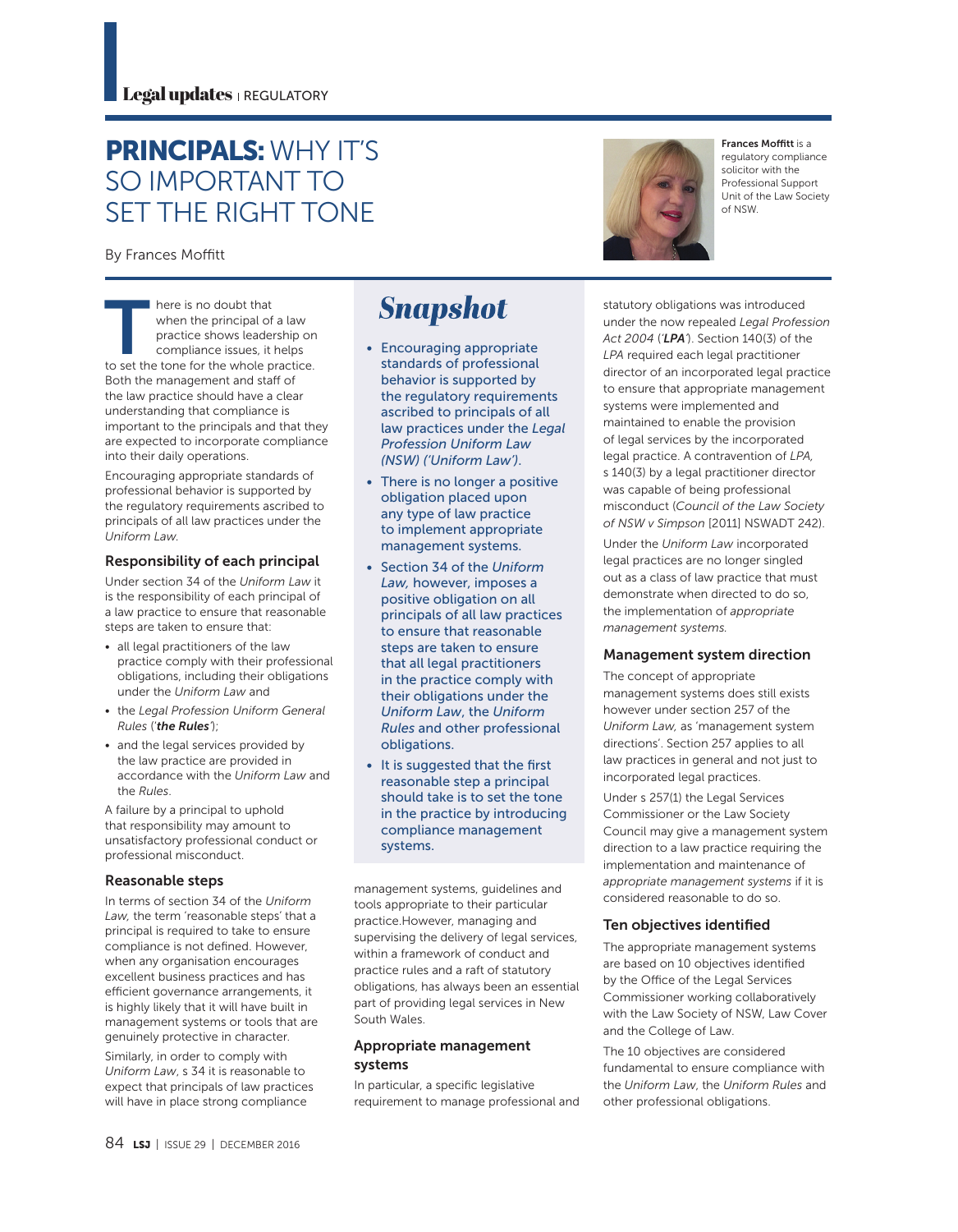# PRINCIPALS: WHY IT'S SO IMPORTANT TO SET THE RIGHT TONE

By Frances Moffitt

**Frances Moffitt** is a regulatory compliance solicitor with the Professional Support Unit of the Law Society of NSW.

## Snapshot

- Encouraging appropriate standards of professional behavior is supported by the regulatory requirements ascribed to principals of all law practices under the *Legal Profession Uniform Law (NSW) ('Uniform Law')*.
- There is no longer a positive obligation placed upon any type of law practice to implement appropriate management systems.
- Section 34 of the *Uniform Law*, however, imposes a positive obligation on all principals of all law practices to ensure that reasonable steps are taken to ensure that all legal practitioners in the practice comply with their obligations under the *Uniform Law*, the *Uniform Rules* and other professional obligations.
- It is suggested that the first reasonable step a principal should take is to set the tone in the practice by introducing compliance management systems.

There is no doubt that when the principal of a law practice shows leadership on compliance issues, it helps to set the tone for the whole practice. Both the management and staff of the law practice should have a clear understanding that compliance is important to the principals and that they are expected to incorporate compliance into their daily operations.

Encouraging appropriate standards of professional behavior is supported by the regulatory requirements ascribed to principals of all law practices under the *Uniform Law.*

### Responsibility of each principal

Under section 34 of the *Uniform Law* it is the responsibility of each principal of a law practice to ensure that reasonable steps are taken to ensure that:

- all legal practitioners of the law practice comply with their professional obligations, including their obligations under the *Uniform Law* and
- the *Legal Profession Uniform General Rules* ('***the Rules***');
- and the legal services provided by the law practice are provided in accordance with the *Uniform Law* and the *Rules*.

A failure by a principal to uphold that responsibility may amount to unsatisfactory professional conduct or professional misconduct.

### Reasonable steps

In terms of section 34 of the *Uniform Law,* the term 'reasonable steps' that a principal is required to take to ensure compliance is not defined. However, when any organisation encourages excellent business practices and has efficient governance arrangements, it is highly likely that it will have built in management systems or tools that are genuinely protective in character.

Similarly, in order to comply with *Uniform Law*, s 34 it is reasonable to expect that principals of law practices will have in place strong compliance management systems, guidelines and tools appropriate to their particular practice.However, managing and supervising the delivery of legal services, within a framework of conduct and practice rules and a raft of statutory obligations, has always been an essential part of providing legal services in New South Wales.

### Appropriate management systems

In particular, a specific legislative requirement to manage professional and statutory obligations was introduced under the now repealed *Legal Profession Act 2004* ('***LPA***'). Section 140(3) of the *LPA* required each legal practitioner director of an incorporated legal practice to ensure that appropriate management systems were implemented and maintained to enable the provision of legal services by the incorporated legal practice. A contravention of *LPA,* s 140(3) by a legal practitioner director was capable of being professional misconduct (*Council of the Law Society of NSW v Simpson* [2011] NSWADT 242).

Under the *Uniform Law* incorporated legal practices are no longer singled out as a class of law practice that must demonstrate when directed to do so, the implementation of *appropriate management systems.*

### Management system direction

The concept of appropriate management systems does still exists however under section 257 of the *Uniform Law,* as 'management system directions'. Section 257 applies to all law practices in general and not just to incorporated legal practices.

Under s 257(1) the Legal Services Commissioner or the Law Society Council may give a management system direction to a law practice requiring the implementation and maintenance of *appropriate management systems* if it is considered reasonable to do so.

### Ten objectives identified

The appropriate management systems are based on 10 objectives identified by the Office of the Legal Services Commissioner working collaboratively with the Law Society of NSW, Law Cover and the College of Law.

The 10 objectives are considered fundamental to ensure compliance with the *Uniform Law*, the *Uniform Rules* and other professional obligations.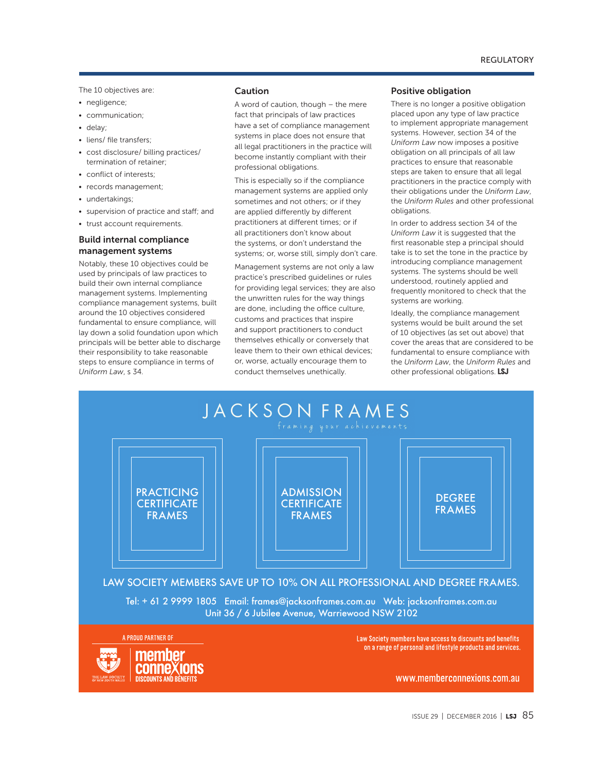The 10 objectives are:

- negligence;
- communication;
- delay;
- liens/ file transfers;
- cost disclosure/ billing practices/ termination of retainer;
- conflict of interests;
- records management;
- undertakings;
- supervision of practice and staff; and
- trust account requirements.

## Build internal compliance management systems

Notably, these 10 objectives could be used by principals of law practices to build their own internal compliance management systems. Implementing compliance management systems, built around the 10 objectives considered fundamental to ensure compliance, will lay down a solid foundation upon which principals will be better able to discharge their responsibility to take reasonable steps to ensure compliance in terms of *Uniform Law*, s 34.

## Caution

A word of caution, though – the mere fact that principals of law practices have a set of compliance management systems in place does not ensure that all legal practitioners in the practice will become instantly compliant with their professional obligations.

This is especially so if the compliance management systems are applied only sometimes and not others; or if they are applied differently by different practitioners at different times; or if all practitioners don't know about the systems, or don't understand the systems; or, worse still, simply don't care.

Management systems are not only a law practice's prescribed guidelines or rules for providing legal services; they are also the unwritten rules for the way things are done, including the office culture, customs and practices that inspire and support practitioners to conduct themselves ethically or conversely that leave them to their own ethical devices; or, worse, actually encourage them to conduct themselves unethically.

## Positive obligation

There is no longer a positive obligation placed upon any type of law practice to implement appropriate management systems. However, section 34 of the *Uniform Law* now imposes a positive obligation on all principals of all law practices to ensure that reasonable steps are taken to ensure that all legal practitioners in the practice comply with their obligations under the *Uniform Law*, the *Uniform Rules* and other professional obligations.

In order to address section 34 of the *Uniform Law* it is suggested that the first reasonable step a principal should take is to set the tone in the practice by introducing compliance management systems. The systems should be well understood, routinely applied and frequently monitored to check that the systems are working.

Ideally, the compliance management systems would be built around the set of 10 objectives (as set out above) that cover the areas that are considered to be fundamental to ensure compliance with the *Uniform Law*, the *Uniform Rules* and other professional obligations. **LSJ**

JACKSON FRAMES
framing your achievements

PRACTICING CERTIFICATE FRAMES

ADMISSION CERTIFICATE FRAMES

DEGREE FRAMES

LAW SOCIETY MEMBERS SAVE UP TO 10% ON ALL PROFESSIONAL AND DEGREE FRAMES.

Tel: + 61 2 9999 1805 Email: frames@jacksonframes.com.au Web: jacksonframes.com.au
Unit 36 / 6 Jubilee Avenue, Warriewood NSW 2102

A PROUD PARTNER OF
THE LAW SOCIETY OF NEW SOUTH WALES
member connexions
DISCOUNTS AND BENEFITS

Law Society members have access to discounts and benefits on a range of personal and lifestyle products and services.

www.memberconnexions.com.au